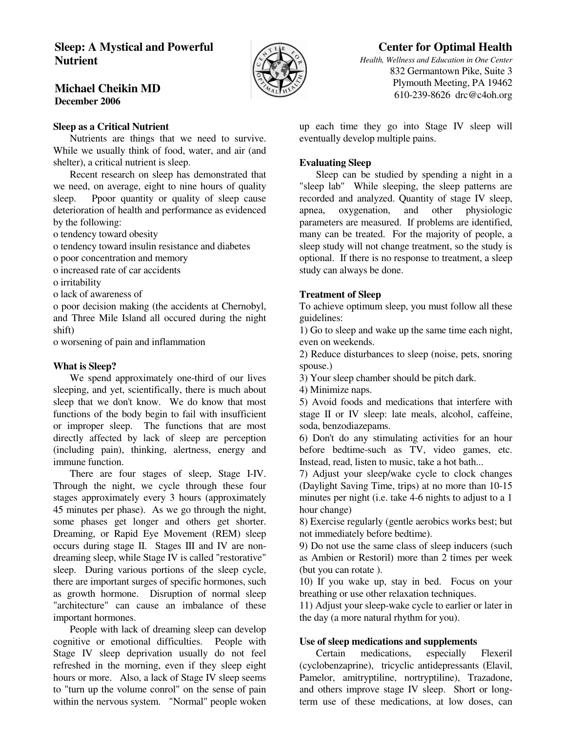# Sleep: A Mystical and Powerful Nutrient

**Michael Cheikin MD**
**December 2006**

## Center for Optimal Health

*Health, Wellness and Education in One Center*
832 Germantown Pike, Suite 3
Plymouth Meeting, PA 19462
610-239-8626 drc@c4oh.org

### Sleep as a Critical Nutrient

Nutrients are things that we need to survive. While we usually think of food, water, and air (and shelter), a critical nutrient is sleep.

Recent research on sleep has demonstrated that we need, on average, eight to nine hours of quality sleep. Ppoor quantity or quality of sleep cause deterioration of health and performance as evidenced by the following:

o tendency toward obesity
o tendency toward insulin resistance and diabetes
o poor concentration and memory
o increased rate of car accidents
o irritability
o lack of awareness of
o poor decision making (the accidents at Chernobyl, and Three Mile Island all occured during the night shift)
o worsening of pain and inflammation

### What is Sleep?

We spend approximately one-third of our lives sleeping, and yet, scientifically, there is much about sleep that we don't know. We do know that most functions of the body begin to fail with insufficient or improper sleep. The functions that are most directly affected by lack of sleep are perception (including pain), thinking, alertness, energy and immune function.

There are four stages of sleep, Stage I-IV. Through the night, we cycle through these four stages approximately every 3 hours (approximately 45 minutes per phase). As we go through the night, some phases get longer and others get shorter. Dreaming, or Rapid Eye Movement (REM) sleep occurs during stage II. Stages III and IV are non-dreaming sleep, while Stage IV is called "restorative" sleep. During various portions of the sleep cycle, there are important surges of specific hormones, such as growth hormone. Disruption of normal sleep "architecture" can cause an imbalance of these important hormones.

People with lack of dreaming sleep can develop cognitive or emotional difficulties. People with Stage IV sleep deprivation usually do not feel refreshed in the morning, even if they sleep eight hours or more. Also, a lack of Stage IV sleep seems to "turn up the volume conrol" on the sense of pain within the nervous system. "Normal" people woken up each time they go into Stage IV sleep will eventually develop multiple pains.

### Evaluating Sleep

Sleep can be studied by spending a night in a "sleep lab" While sleeping, the sleep patterns are recorded and analyzed. Quantity of stage IV sleep, apnea, oxygenation, and other physiologic parameters are measured. If problems are identified, many can be treated. For the majority of people, a sleep study will not change treatment, so the study is optional. If there is no response to treatment, a sleep study can always be done.

### Treatment of Sleep

To achieve optimum sleep, you must follow all these guidelines:

1) Go to sleep and wake up the same time each night, even on weekends.
2) Reduce disturbances to sleep (noise, pets, snoring spouse.)
3) Your sleep chamber should be pitch dark.
4) Minimize naps.
5) Avoid foods and medications that interfere with stage II or IV sleep: late meals, alcohol, caffeine, soda, benzodiazepams.
6) Don't do any stimulating activities for an hour before bedtime-such as TV, video games, etc. Instead, read, listen to music, take a hot bath...
7) Adjust your sleep/wake cycle to clock changes (Daylight Saving Time, trips) at no more than 10-15 minutes per night (i.e. take 4-6 nights to adjust to a 1 hour change)
8) Exercise regularly (gentle aerobics works best; but not immediately before bedtime).
9) Do not use the same class of sleep inducers (such as Ambien or Restoril) more than 2 times per week (but you can rotate ).
10) If you wake up, stay in bed. Focus on your breathing or use other relaxation techniques.
11) Adjust your sleep-wake cycle to earlier or later in the day (a more natural rhythm for you).

### Use of sleep medications and supplements

Certain medications, especially Flexeril (cyclobenzaprine), tricyclic antidepressants (Elavil, Pamelor, amitryptiline, nortryptiline), Trazadone, and others improve stage IV sleep. Short or long-term use of these medications, at low doses, can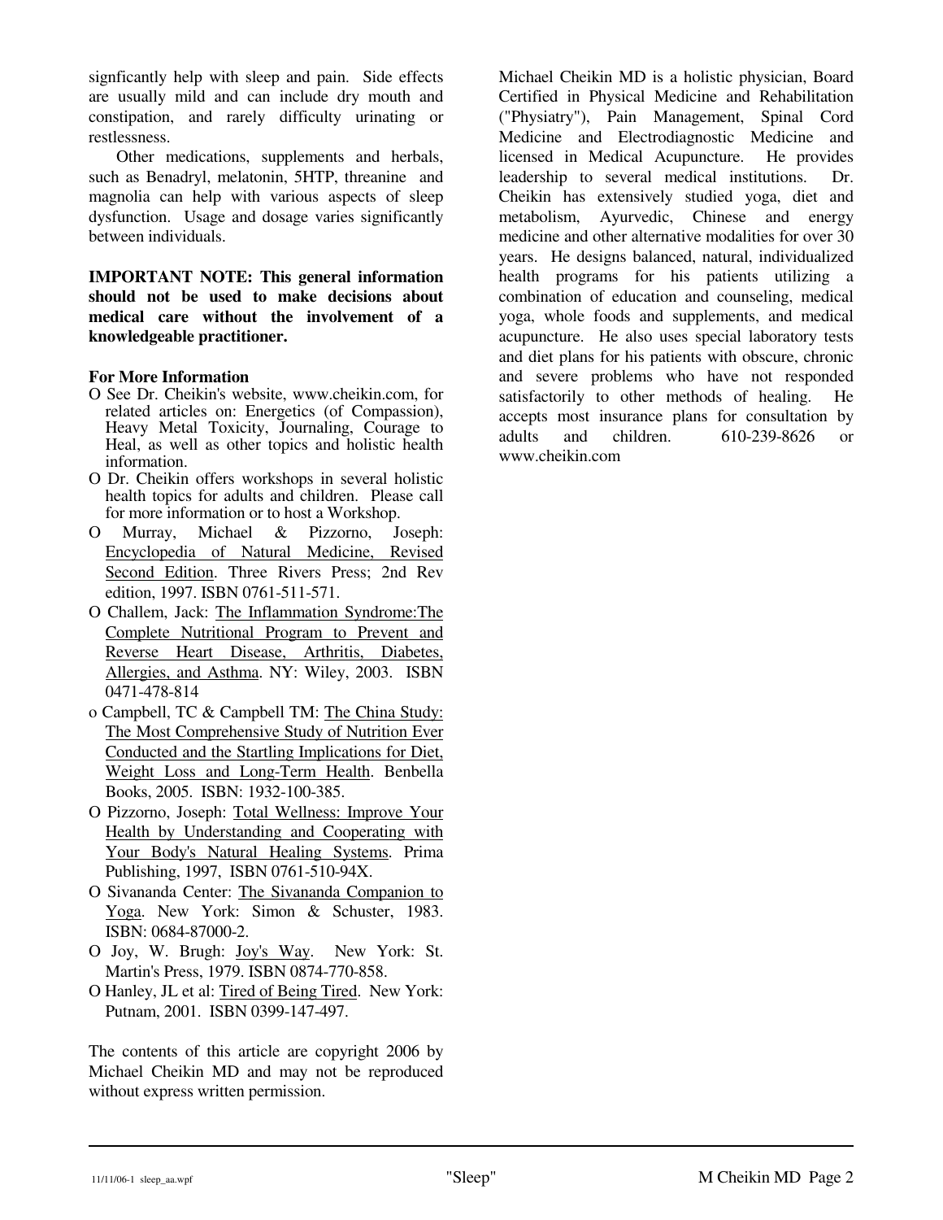signficantly help with sleep and pain. Side effects are usually mild and can include dry mouth and constipation, and rarely difficulty urinating or restlessness.

Other medications, supplements and herbals, such as Benadryl, melatonin, 5HTP, threanine and magnolia can help with various aspects of sleep dysfunction. Usage and dosage varies significantly between individuals.

**IMPORTANT NOTE: This general information should not be used to make decisions about medical care without the involvement of a knowledgeable practitioner.**

**For More Information**

- See Dr. Cheikin's website, www.cheikin.com, for related articles on: Energetics (of Compassion), Heavy Metal Toxicity, Journaling, Courage to Heal, as well as other topics and holistic health information.
- Dr. Cheikin offers workshops in several holistic health topics for adults and children. Please call for more information or to host a Workshop.
- Murray, Michael & Pizzorno, Joseph: Encyclopedia of Natural Medicine, Revised Second Edition. Three Rivers Press; 2nd Rev edition, 1997. ISBN 0761-511-571.
- Challem, Jack: The Inflammation Syndrome:The Complete Nutritional Program to Prevent and Reverse Heart Disease, Arthritis, Diabetes, Allergies, and Asthma. NY: Wiley, 2003. ISBN 0471-478-814
- Campbell, TC & Campbell TM: The China Study: The Most Comprehensive Study of Nutrition Ever Conducted and the Startling Implications for Diet, Weight Loss and Long-Term Health. Benbella Books, 2005. ISBN: 1932-100-385.
- Pizzorno, Joseph: Total Wellness: Improve Your Health by Understanding and Cooperating with Your Body's Natural Healing Systems. Prima Publishing, 1997, ISBN 0761-510-94X.
- Sivananda Center: The Sivananda Companion to Yoga. New York: Simon & Schuster, 1983. ISBN: 0684-87000-2.
- Joy, W. Brugh: Joy's Way. New York: St. Martin's Press, 1979. ISBN 0874-770-858.
- Hanley, JL et al: Tired of Being Tired. New York: Putnam, 2001. ISBN 0399-147-497.

The contents of this article are copyright 2006 by Michael Cheikin MD and may not be reproduced without express written permission.

Michael Cheikin MD is a holistic physician, Board Certified in Physical Medicine and Rehabilitation ("Physiatry"), Pain Management, Spinal Cord Medicine and Electrodiagnostic Medicine and licensed in Medical Acupuncture. He provides leadership to several medical institutions. Dr. Cheikin has extensively studied yoga, diet and metabolism, Ayurvedic, Chinese and energy medicine and other alternative modalities for over 30 years. He designs balanced, natural, individualized health programs for his patients utilizing a combination of education and counseling, medical yoga, whole foods and supplements, and medical acupuncture. He also uses special laboratory tests and diet plans for his patients with obscure, chronic and severe problems who have not responded satisfactorily to other methods of healing. He accepts most insurance plans for consultation by adults and children. 610-239-8626 or www.cheikin.com